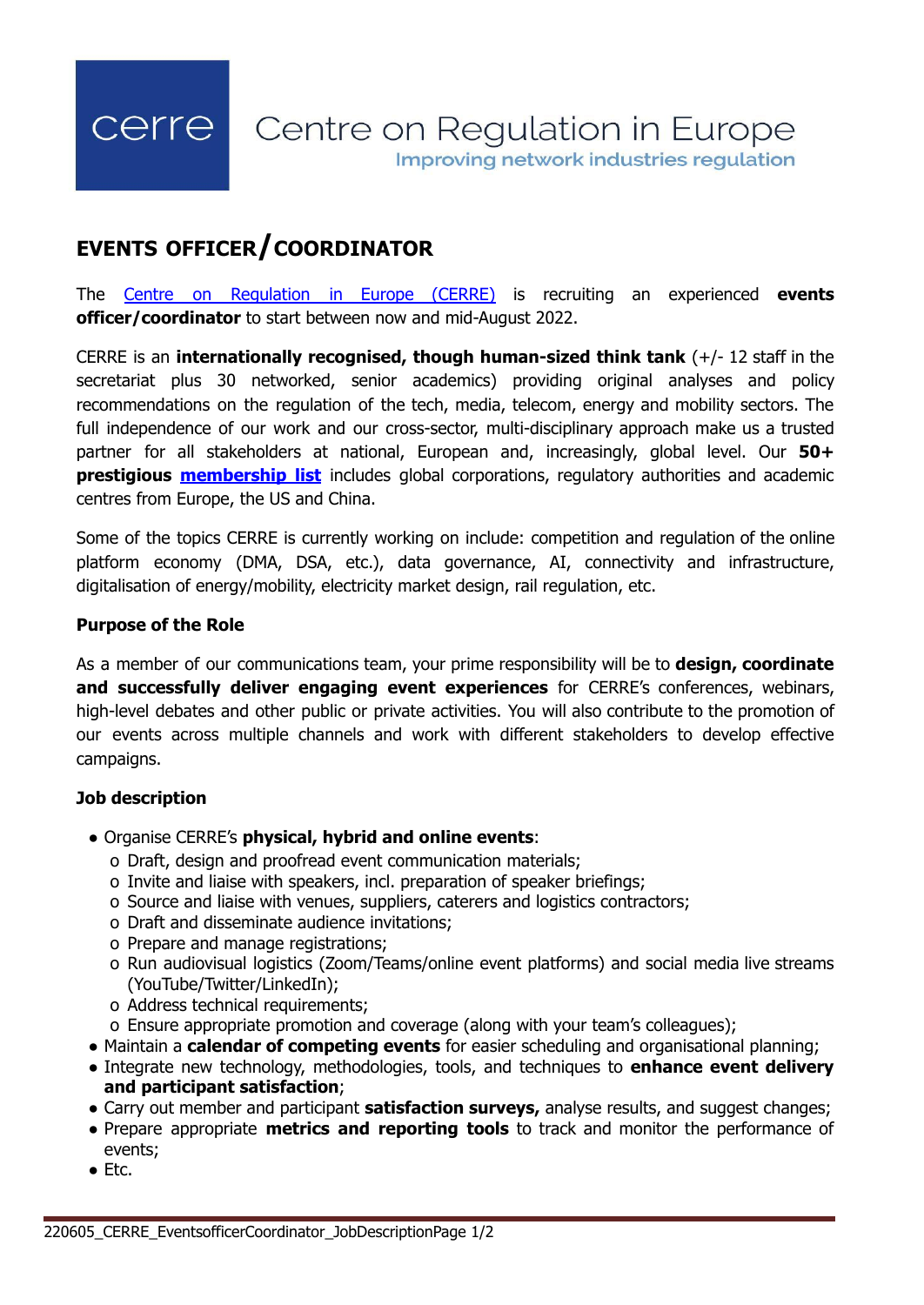cerre Centre on Regulation in Europe
Improving network industries regulation

# EVENTS OFFICER/COORDINATOR

The [Centre on Regulation in Europe (CERRE)](#) is recruiting an experienced **events officer/coordinator** to start between now and mid-August 2022.

CERRE is an **internationally recognised, though human-sized think tank** (+/- 12 staff in the secretariat plus 30 networked, senior academics) providing original analyses and policy recommendations on the regulation of the tech, media, telecom, energy and mobility sectors. The full independence of our work and our cross-sector, multi-disciplinary approach make us a trusted partner for all stakeholders at national, European and, increasingly, global level. Our **50+ prestigious [membership list](#)** includes global corporations, regulatory authorities and academic centres from Europe, the US and China.

Some of the topics CERRE is currently working on include: competition and regulation of the online platform economy (DMA, DSA, etc.), data governance, AI, connectivity and infrastructure, digitalisation of energy/mobility, electricity market design, rail regulation, etc.

### Purpose of the Role

As a member of our communications team, your prime responsibility will be to **design, coordinate and successfully deliver engaging event experiences** for CERRE's conferences, webinars, high-level debates and other public or private activities. You will also contribute to the promotion of our events across multiple channels and work with different stakeholders to develop effective campaigns.

### Job description

- Organise CERRE's **physical, hybrid and online events**:
  - Draft, design and proofread event communication materials;
  - Invite and liaise with speakers, incl. preparation of speaker briefings;
  - Source and liaise with venues, suppliers, caterers and logistics contractors;
  - Draft and disseminate audience invitations;
  - Prepare and manage registrations;
  - Run audiovisual logistics (Zoom/Teams/online event platforms) and social media live streams (YouTube/Twitter/LinkedIn);
  - Address technical requirements;
  - Ensure appropriate promotion and coverage (along with your team's colleagues);
- Maintain a **calendar of competing events** for easier scheduling and organisational planning;
- Integrate new technology, methodologies, tools, and techniques to **enhance event delivery and participant satisfaction**;
- Carry out member and participant **satisfaction surveys,** analyse results, and suggest changes;
- Prepare appropriate **metrics and reporting tools** to track and monitor the performance of events;
- Etc.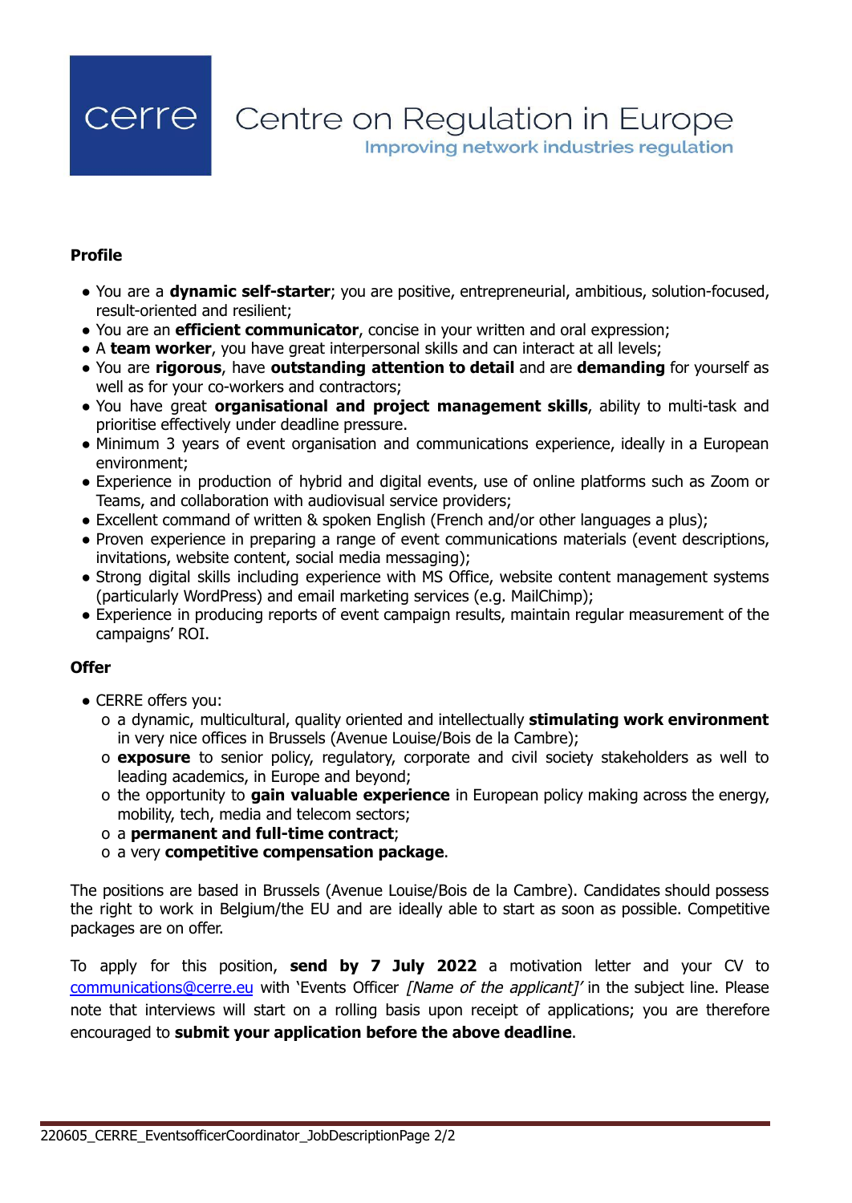# cerre Centre on Regulation in Europe

Improving network industries regulation

**Profile**

- You are a **dynamic self-starter**; you are positive, entrepreneurial, ambitious, solution-focused, result-oriented and resilient;
- You are an **efficient communicator**, concise in your written and oral expression;
- A **team worker**, you have great interpersonal skills and can interact at all levels;
- You are **rigorous**, have **outstanding attention to detail** and are **demanding** for yourself as well as for your co-workers and contractors;
- You have great **organisational and project management skills**, ability to multi-task and prioritise effectively under deadline pressure.
- Minimum 3 years of event organisation and communications experience, ideally in a European environment;
- Experience in production of hybrid and digital events, use of online platforms such as Zoom or Teams, and collaboration with audiovisual service providers;
- Excellent command of written & spoken English (French and/or other languages a plus);
- Proven experience in preparing a range of event communications materials (event descriptions, invitations, website content, social media messaging);
- Strong digital skills including experience with MS Office, website content management systems (particularly WordPress) and email marketing services (e.g. MailChimp);
- Experience in producing reports of event campaign results, maintain regular measurement of the campaigns' ROI.

**Offer**

- CERRE offers you:
  - a dynamic, multicultural, quality oriented and intellectually **stimulating work environment** in very nice offices in Brussels (Avenue Louise/Bois de la Cambre);
  - **exposure** to senior policy, regulatory, corporate and civil society stakeholders as well to leading academics, in Europe and beyond;
  - the opportunity to **gain valuable experience** in European policy making across the energy, mobility, tech, media and telecom sectors;
  - a **permanent and full-time contract**;
  - a very **competitive compensation package**.

The positions are based in Brussels (Avenue Louise/Bois de la Cambre). Candidates should possess the right to work in Belgium/the EU and are ideally able to start as soon as possible. Competitive packages are on offer.

To apply for this position, **send by 7 July 2022** a motivation letter and your CV to communications@cerre.eu with 'Events Officer *[Name of the applicant]*' in the subject line. Please note that interviews will start on a rolling basis upon receipt of applications; you are therefore encouraged to **submit your application before the above deadline**.